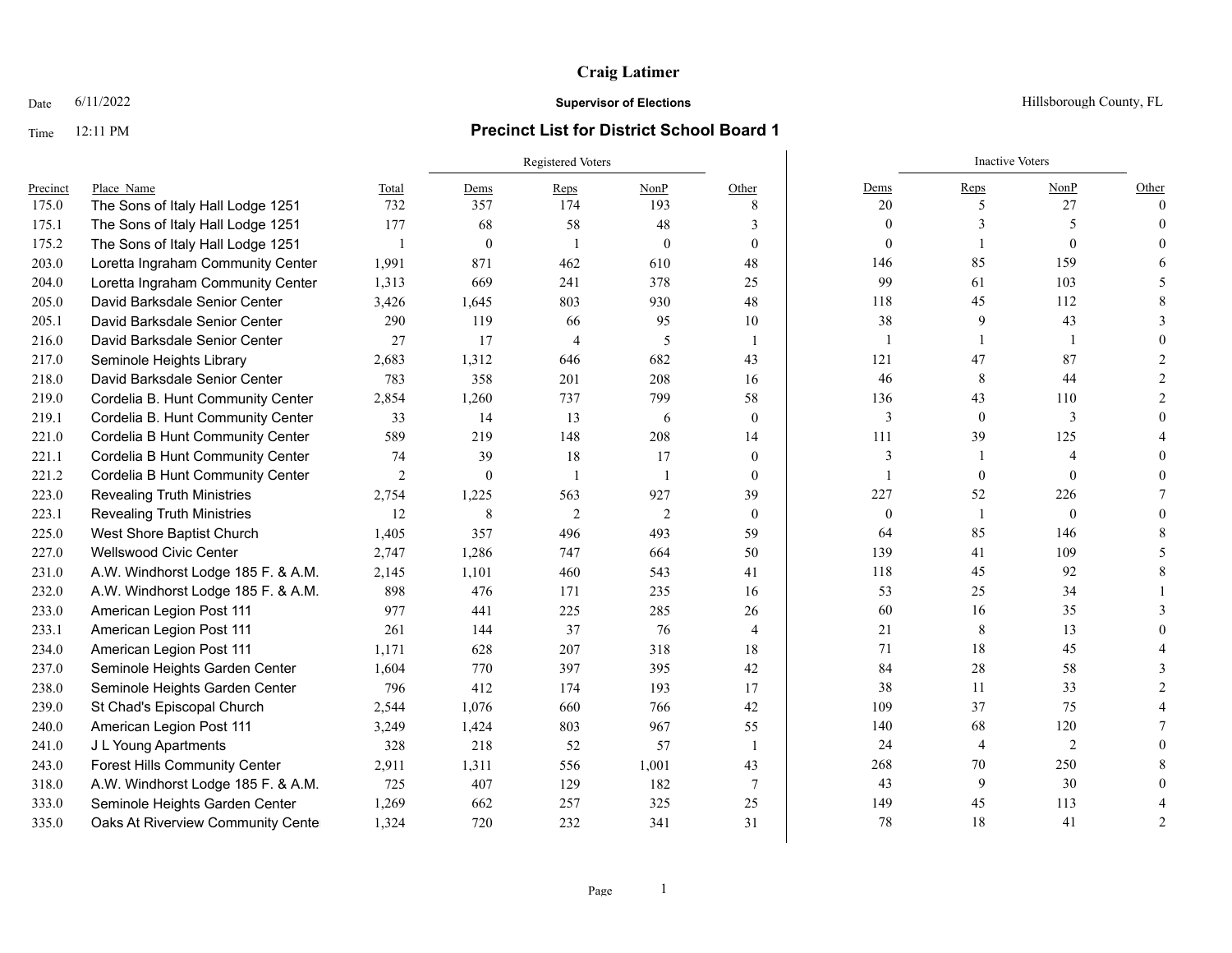**Craig Latimer**

Date 6/11/2022 **Supervisor of Elections** Hillsborough County, FL

Time 12:11 PM

## Precinct List for District School Board 1

| Precinct | Place_Name | Total | Registered Voters | | | | Inactive Voters | | | |
|---|---|---|---|---|---|---|---|---|---|---|
| | | | Dems | Reps | NonP | Other | Dems | Reps | NonP | Other |
| 175.0 | The Sons of Italy Hall Lodge 1251 | 732 | 357 | 174 | 193 | 8 | 20 | 5 | 27 | 0 |
| 175.1 | The Sons of Italy Hall Lodge 1251 | 177 | 68 | 58 | 48 | 3 | 0 | 3 | 5 | 0 |
| 175.2 | The Sons of Italy Hall Lodge 1251 | 1 | 0 | 1 | 0 | 0 | 0 | 1 | 0 | 0 |
| 203.0 | Loretta Ingraham Community Center | 1,991 | 871 | 462 | 610 | 48 | 146 | 85 | 159 | 6 |
| 204.0 | Loretta Ingraham Community Center | 1,313 | 669 | 241 | 378 | 25 | 99 | 61 | 103 | 5 |
| 205.0 | David Barksdale Senior Center | 3,426 | 1,645 | 803 | 930 | 48 | 118 | 45 | 112 | 8 |
| 205.1 | David Barksdale Senior Center | 290 | 119 | 66 | 95 | 10 | 38 | 9 | 43 | 3 |
| 216.0 | David Barksdale Senior Center | 27 | 17 | 4 | 5 | 1 | 1 | 1 | 1 | 0 |
| 217.0 | Seminole Heights Library | 2,683 | 1,312 | 646 | 682 | 43 | 121 | 47 | 87 | 2 |
| 218.0 | David Barksdale Senior Center | 783 | 358 | 201 | 208 | 16 | 46 | 8 | 44 | 2 |
| 219.0 | Cordelia B. Hunt Community Center | 2,854 | 1,260 | 737 | 799 | 58 | 136 | 43 | 110 | 2 |
| 219.1 | Cordelia B. Hunt Community Center | 33 | 14 | 13 | 6 | 0 | 3 | 0 | 3 | 0 |
| 221.0 | Cordelia B Hunt Community Center | 589 | 219 | 148 | 208 | 14 | 111 | 39 | 125 | 4 |
| 221.1 | Cordelia B Hunt Community Center | 74 | 39 | 18 | 17 | 0 | 3 | 1 | 4 | 0 |
| 221.2 | Cordelia B Hunt Community Center | 2 | 0 | 1 | 1 | 0 | 1 | 0 | 0 | 0 |
| 223.0 | Revealing Truth Ministries | 2,754 | 1,225 | 563 | 927 | 39 | 227 | 52 | 226 | 7 |
| 223.1 | Revealing Truth Ministries | 12 | 8 | 2 | 2 | 0 | 0 | 1 | 0 | 0 |
| 225.0 | West Shore Baptist Church | 1,405 | 357 | 496 | 493 | 59 | 64 | 85 | 146 | 8 |
| 227.0 | Wellswood Civic Center | 2,747 | 1,286 | 747 | 664 | 50 | 139 | 41 | 109 | 5 |
| 231.0 | A.W. Windhorst Lodge 185 F. & A.M. | 2,145 | 1,101 | 460 | 543 | 41 | 118 | 45 | 92 | 8 |
| 232.0 | A.W. Windhorst Lodge 185 F. & A.M. | 898 | 476 | 171 | 235 | 16 | 53 | 25 | 34 | 1 |
| 233.0 | American Legion Post 111 | 977 | 441 | 225 | 285 | 26 | 60 | 16 | 35 | 3 |
| 233.1 | American Legion Post 111 | 261 | 144 | 37 | 76 | 4 | 21 | 8 | 13 | 0 |
| 234.0 | American Legion Post 111 | 1,171 | 628 | 207 | 318 | 18 | 71 | 18 | 45 | 4 |
| 237.0 | Seminole Heights Garden Center | 1,604 | 770 | 397 | 395 | 42 | 84 | 28 | 58 | 3 |
| 238.0 | Seminole Heights Garden Center | 796 | 412 | 174 | 193 | 17 | 38 | 11 | 33 | 2 |
| 239.0 | St Chad's Episcopal Church | 2,544 | 1,076 | 660 | 766 | 42 | 109 | 37 | 75 | 4 |
| 240.0 | American Legion Post 111 | 3,249 | 1,424 | 803 | 967 | 55 | 140 | 68 | 120 | 7 |
| 241.0 | J L Young Apartments | 328 | 218 | 52 | 57 | 1 | 24 | 4 | 2 | 0 |
| 243.0 | Forest Hills Community Center | 2,911 | 1,311 | 556 | 1,001 | 43 | 268 | 70 | 250 | 8 |
| 318.0 | A.W. Windhorst Lodge 185 F. & A.M. | 725 | 407 | 129 | 182 | 7 | 43 | 9 | 30 | 0 |
| 333.0 | Seminole Heights Garden Center | 1,269 | 662 | 257 | 325 | 25 | 149 | 45 | 113 | 4 |
| 335.0 | Oaks At Riverview Community Cente | 1,324 | 720 | 232 | 341 | 31 | 78 | 18 | 41 | 2 |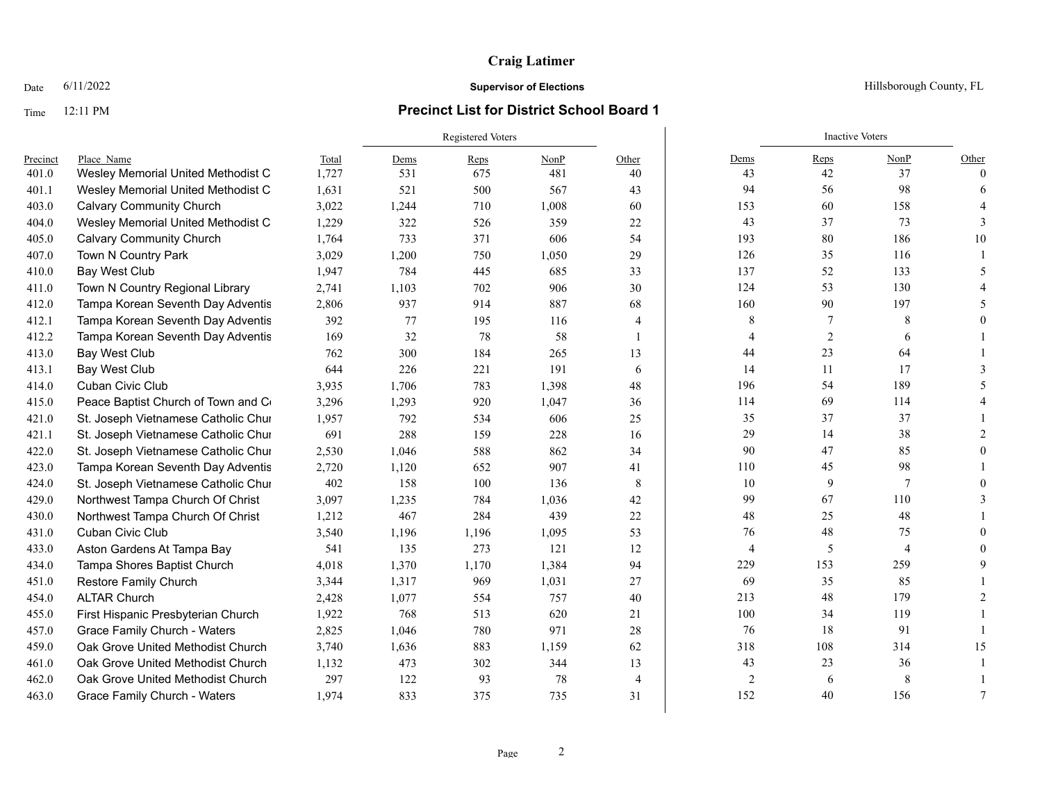**Craig Latimer**

Date 6/11/2022 **Supervisor of Elections** Hillsborough County, FL

Time 12:11 PM

## Precinct List for District School Board 1

| | | | Registered Voters | | | | Inactive Voters | | | |
|---|---|---|---|---|---|---|---|---|---|---|
| Precinct | Place_Name | Total | Dems | Reps | NonP | Other | Dems | Reps | NonP | Other |
| 401.0 | Wesley Memorial United Methodist C | 1,727 | 531 | 675 | 481 | 40 | 43 | 42 | 37 | 0 |
| 401.1 | Wesley Memorial United Methodist C | 1,631 | 521 | 500 | 567 | 43 | 94 | 56 | 98 | 6 |
| 403.0 | Calvary Community Church | 3,022 | 1,244 | 710 | 1,008 | 60 | 153 | 60 | 158 | 4 |
| 404.0 | Wesley Memorial United Methodist C | 1,229 | 322 | 526 | 359 | 22 | 43 | 37 | 73 | 3 |
| 405.0 | Calvary Community Church | 1,764 | 733 | 371 | 606 | 54 | 193 | 80 | 186 | 10 |
| 407.0 | Town N Country Park | 3,029 | 1,200 | 750 | 1,050 | 29 | 126 | 35 | 116 | 1 |
| 410.0 | Bay West Club | 1,947 | 784 | 445 | 685 | 33 | 137 | 52 | 133 | 5 |
| 411.0 | Town N Country Regional Library | 2,741 | 1,103 | 702 | 906 | 30 | 124 | 53 | 130 | 4 |
| 412.0 | Tampa Korean Seventh Day Adventis | 2,806 | 937 | 914 | 887 | 68 | 160 | 90 | 197 | 5 |
| 412.1 | Tampa Korean Seventh Day Adventis | 392 | 77 | 195 | 116 | 4 | 8 | 7 | 8 | 0 |
| 412.2 | Tampa Korean Seventh Day Adventis | 169 | 32 | 78 | 58 | 1 | 4 | 2 | 6 | 1 |
| 413.0 | Bay West Club | 762 | 300 | 184 | 265 | 13 | 44 | 23 | 64 | 1 |
| 413.1 | Bay West Club | 644 | 226 | 221 | 191 | 6 | 14 | 11 | 17 | 3 |
| 414.0 | Cuban Civic Club | 3,935 | 1,706 | 783 | 1,398 | 48 | 196 | 54 | 189 | 5 |
| 415.0 | Peace Baptist Church of Town and Co | 3,296 | 1,293 | 920 | 1,047 | 36 | 114 | 69 | 114 | 4 |
| 421.0 | St. Joseph Vietnamese Catholic Chur | 1,957 | 792 | 534 | 606 | 25 | 35 | 37 | 37 | 1 |
| 421.1 | St. Joseph Vietnamese Catholic Chur | 691 | 288 | 159 | 228 | 16 | 29 | 14 | 38 | 2 |
| 422.0 | St. Joseph Vietnamese Catholic Chur | 2,530 | 1,046 | 588 | 862 | 34 | 90 | 47 | 85 | 0 |
| 423.0 | Tampa Korean Seventh Day Adventis | 2,720 | 1,120 | 652 | 907 | 41 | 110 | 45 | 98 | 1 |
| 424.0 | St. Joseph Vietnamese Catholic Chur | 402 | 158 | 100 | 136 | 8 | 10 | 9 | 7 | 0 |
| 429.0 | Northwest Tampa Church Of Christ | 3,097 | 1,235 | 784 | 1,036 | 42 | 99 | 67 | 110 | 3 |
| 430.0 | Northwest Tampa Church Of Christ | 1,212 | 467 | 284 | 439 | 22 | 48 | 25 | 48 | 1 |
| 431.0 | Cuban Civic Club | 3,540 | 1,196 | 1,196 | 1,095 | 53 | 76 | 48 | 75 | 0 |
| 433.0 | Aston Gardens At Tampa Bay | 541 | 135 | 273 | 121 | 12 | 4 | 5 | 4 | 0 |
| 434.0 | Tampa Shores Baptist Church | 4,018 | 1,370 | 1,170 | 1,384 | 94 | 229 | 153 | 259 | 9 |
| 451.0 | Restore Family Church | 3,344 | 1,317 | 969 | 1,031 | 27 | 69 | 35 | 85 | 1 |
| 454.0 | ALTAR Church | 2,428 | 1,077 | 554 | 757 | 40 | 213 | 48 | 179 | 2 |
| 455.0 | First Hispanic Presbyterian Church | 1,922 | 768 | 513 | 620 | 21 | 100 | 34 | 119 | 1 |
| 457.0 | Grace Family Church - Waters | 2,825 | 1,046 | 780 | 971 | 28 | 76 | 18 | 91 | 1 |
| 459.0 | Oak Grove United Methodist Church | 3,740 | 1,636 | 883 | 1,159 | 62 | 318 | 108 | 314 | 15 |
| 461.0 | Oak Grove United Methodist Church | 1,132 | 473 | 302 | 344 | 13 | 43 | 23 | 36 | 1 |
| 462.0 | Oak Grove United Methodist Church | 297 | 122 | 93 | 78 | 4 | 2 | 6 | 8 | 1 |
| 463.0 | Grace Family Church - Waters | 1,974 | 833 | 375 | 735 | 31 | 152 | 40 | 156 | 7 |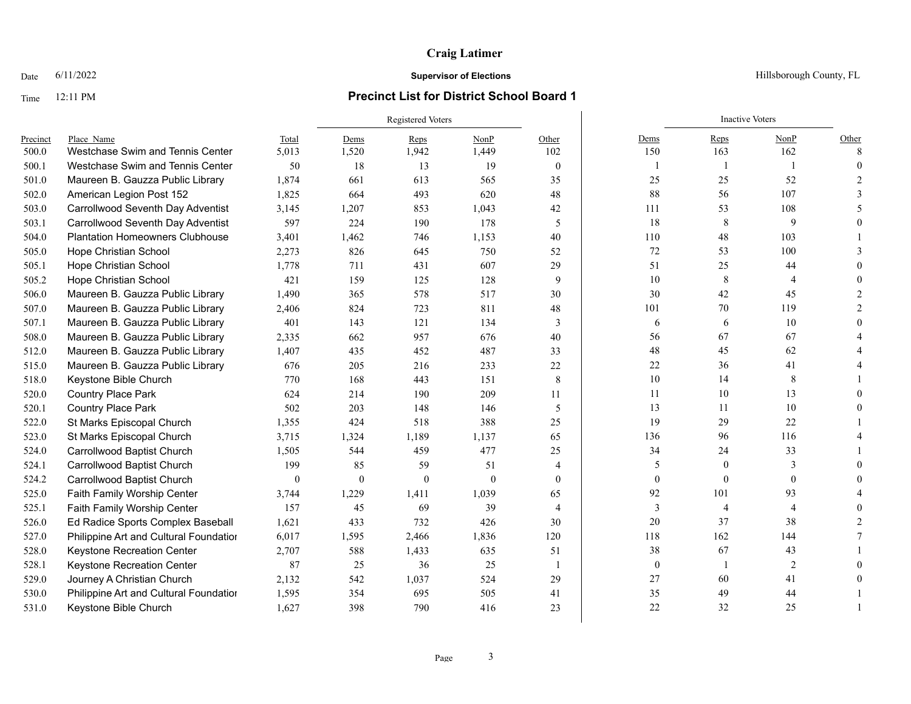**Craig Latimer**

Date 6/11/2022 **Supervisor of Elections** Hillsborough County, FL

Time 12:11 PM **Precinct List for District School Board 1**

| Precinct | Place Name | Total | Registered Voters | | | | Inactive Voters | | | |
|---|---|---|---|---|---|---|---|---|---|---|
| | | | Dems | Reps | NonP | Other | Dems | Reps | NonP | Other |
| 500.0 | Westchase Swim and Tennis Center | 5,013 | 1,520 | 1,942 | 1,449 | 102 | 150 | 163 | 162 | 8 |
| 500.1 | Westchase Swim and Tennis Center | 50 | 18 | 13 | 19 | 0 | 1 | 1 | 1 | 0 |
| 501.0 | Maureen B. Gauzza Public Library | 1,874 | 661 | 613 | 565 | 35 | 25 | 25 | 52 | 2 |
| 502.0 | American Legion Post 152 | 1,825 | 664 | 493 | 620 | 48 | 88 | 56 | 107 | 3 |
| 503.0 | Carrollwood Seventh Day Adventist | 3,145 | 1,207 | 853 | 1,043 | 42 | 111 | 53 | 108 | 5 |
| 503.1 | Carrollwood Seventh Day Adventist | 597 | 224 | 190 | 178 | 5 | 18 | 8 | 9 | 0 |
| 504.0 | Plantation Homeowners Clubhouse | 3,401 | 1,462 | 746 | 1,153 | 40 | 110 | 48 | 103 | 1 |
| 505.0 | Hope Christian School | 2,273 | 826 | 645 | 750 | 52 | 72 | 53 | 100 | 3 |
| 505.1 | Hope Christian School | 1,778 | 711 | 431 | 607 | 29 | 51 | 25 | 44 | 0 |
| 505.2 | Hope Christian School | 421 | 159 | 125 | 128 | 9 | 10 | 8 | 4 | 0 |
| 506.0 | Maureen B. Gauzza Public Library | 1,490 | 365 | 578 | 517 | 30 | 30 | 42 | 45 | 2 |
| 507.0 | Maureen B. Gauzza Public Library | 2,406 | 824 | 723 | 811 | 48 | 101 | 70 | 119 | 2 |
| 507.1 | Maureen B. Gauzza Public Library | 401 | 143 | 121 | 134 | 3 | 6 | 6 | 10 | 0 |
| 508.0 | Maureen B. Gauzza Public Library | 2,335 | 662 | 957 | 676 | 40 | 56 | 67 | 67 | 4 |
| 512.0 | Maureen B. Gauzza Public Library | 1,407 | 435 | 452 | 487 | 33 | 48 | 45 | 62 | 4 |
| 515.0 | Maureen B. Gauzza Public Library | 676 | 205 | 216 | 233 | 22 | 22 | 36 | 41 | 4 |
| 518.0 | Keystone Bible Church | 770 | 168 | 443 | 151 | 8 | 10 | 14 | 8 | 1 |
| 520.0 | Country Place Park | 624 | 214 | 190 | 209 | 11 | 11 | 10 | 13 | 0 |
| 520.1 | Country Place Park | 502 | 203 | 148 | 146 | 5 | 13 | 11 | 10 | 0 |
| 522.0 | St Marks Episcopal Church | 1,355 | 424 | 518 | 388 | 25 | 19 | 29 | 22 | 1 |
| 523.0 | St Marks Episcopal Church | 3,715 | 1,324 | 1,189 | 1,137 | 65 | 136 | 96 | 116 | 4 |
| 524.0 | Carrollwood Baptist Church | 1,505 | 544 | 459 | 477 | 25 | 34 | 24 | 33 | 1 |
| 524.1 | Carrollwood Baptist Church | 199 | 85 | 59 | 51 | 4 | 5 | 0 | 3 | 0 |
| 524.2 | Carrollwood Baptist Church | 0 | 0 | 0 | 0 | 0 | 0 | 0 | 0 | 0 |
| 525.0 | Faith Family Worship Center | 3,744 | 1,229 | 1,411 | 1,039 | 65 | 92 | 101 | 93 | 4 |
| 525.1 | Faith Family Worship Center | 157 | 45 | 69 | 39 | 4 | 3 | 4 | 4 | 0 |
| 526.0 | Ed Radice Sports Complex Baseball | 1,621 | 433 | 732 | 426 | 30 | 20 | 37 | 38 | 2 |
| 527.0 | Philippine Art and Cultural Foundatior | 6,017 | 1,595 | 2,466 | 1,836 | 120 | 118 | 162 | 144 | 7 |
| 528.0 | Keystone Recreation Center | 2,707 | 588 | 1,433 | 635 | 51 | 38 | 67 | 43 | 1 |
| 528.1 | Keystone Recreation Center | 87 | 25 | 36 | 25 | 1 | 0 | 1 | 2 | 0 |
| 529.0 | Journey A Christian Church | 2,132 | 542 | 1,037 | 524 | 29 | 27 | 60 | 41 | 0 |
| 530.0 | Philippine Art and Cultural Foundatior | 1,595 | 354 | 695 | 505 | 41 | 35 | 49 | 44 | 1 |
| 531.0 | Keystone Bible Church | 1,627 | 398 | 790 | 416 | 23 | 22 | 32 | 25 | 1 |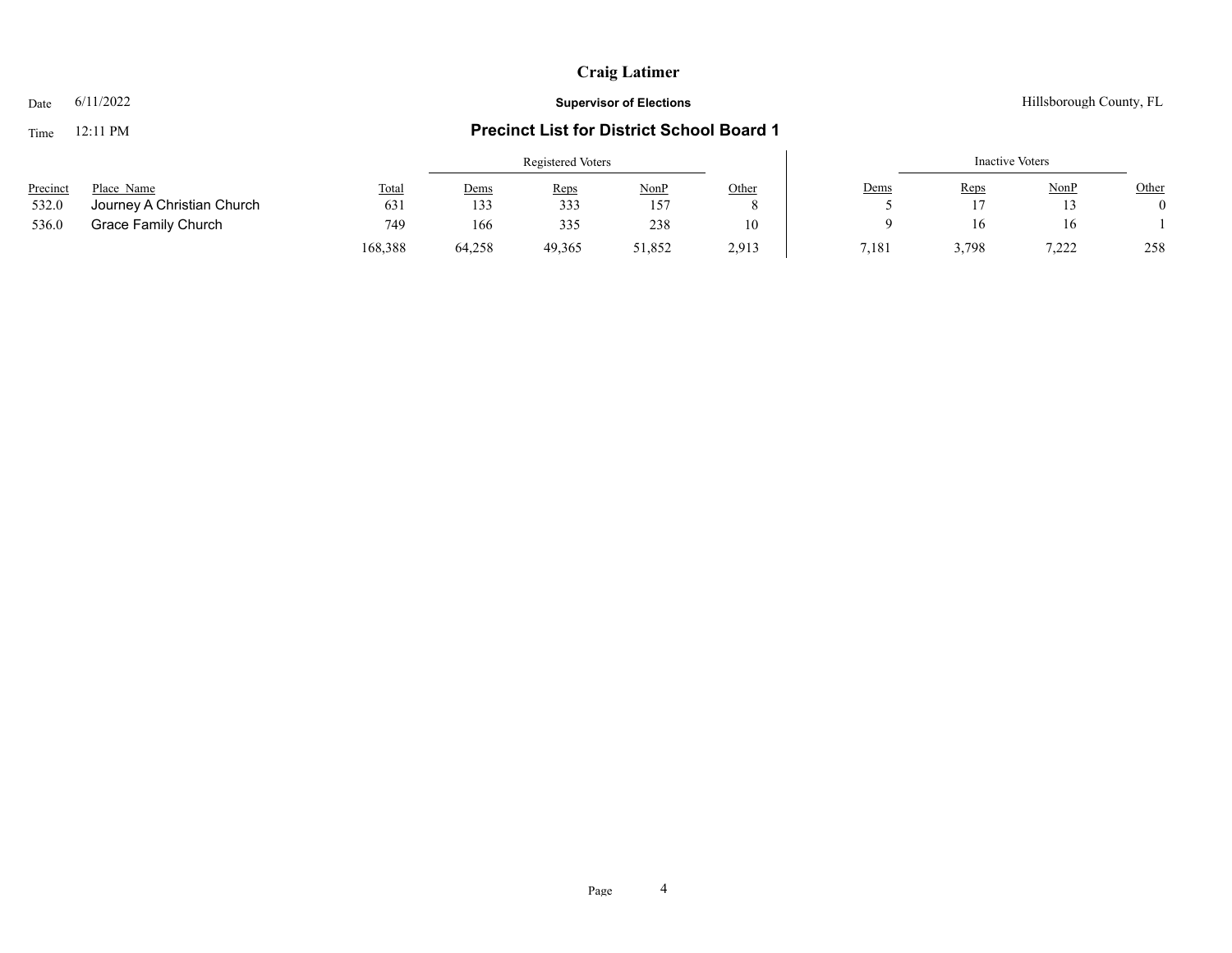Craig Latimer

Date 6/11/2022

**Supervisor of Elections**

Hillsborough County, FL

Time 12:11 PM

## Precinct List for District School Board 1

| | | | Registered Voters | | | | Inactive Voters | | | |
|---|---|---|---|---|---|---|---|---|---|---|
| Precinct | Place_Name | Total | Dems | Reps | NonP | Other | Dems | Reps | NonP | Other |
| 532.0 | Journey A Christian Church | 631 | 133 | 333 | 157 | 8 | 5 | 17 | 13 | 0 |
| 536.0 | Grace Family Church | 749 | 166 | 335 | 238 | 10 | 9 | 16 | 16 | 1 |
| | | 168,388 | 64,258 | 49,365 | 51,852 | 2,913 | 7,181 | 3,798 | 7,222 | 258 |